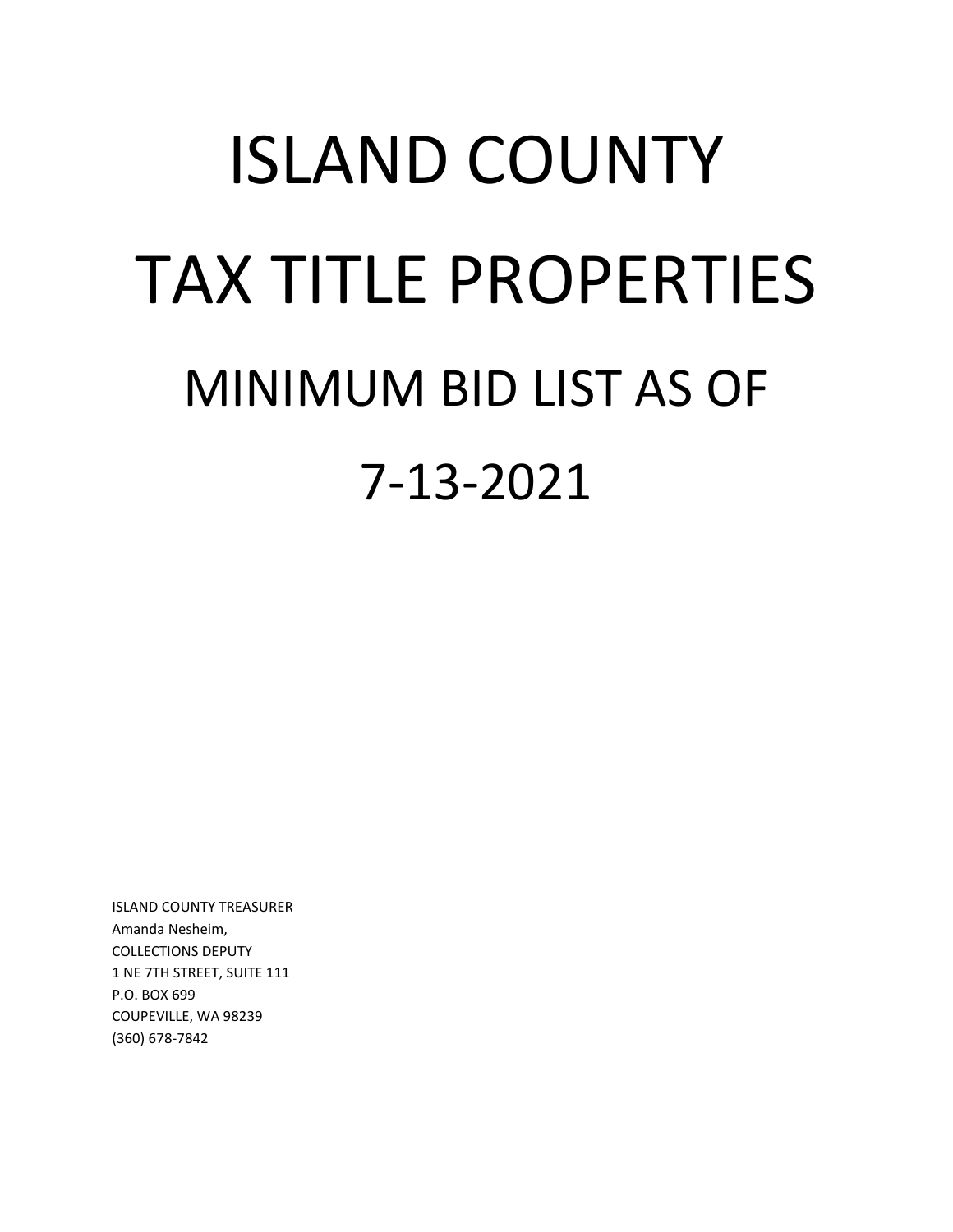# ISLAND COUNTY

# TAX TITLE PROPERTIES

## MINIMUM BID LIST AS OF

## 7-13-2021

ISLAND COUNTY TREASURER
Amanda Nesheim,
COLLECTIONS DEPUTY
1 NE 7TH STREET, SUITE 111
P.O. BOX 699
COUPEVILLE, WA 98239
(360) 678-7842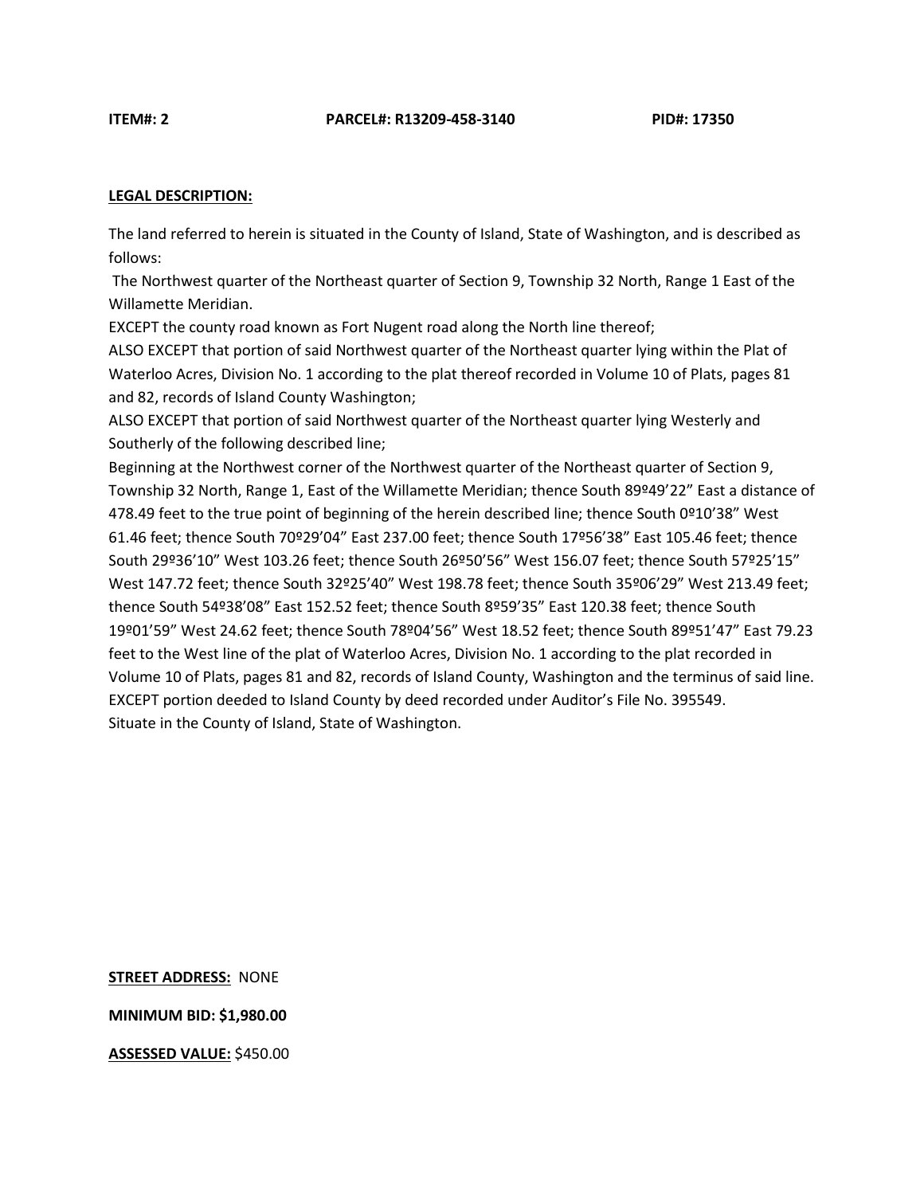**ITEM#: 2** **PARCEL#: R13209-458-3140** **PID#: 17350**

**LEGAL DESCRIPTION:**

The land referred to herein is situated in the County of Island, State of Washington, and is described as follows:

The Northwest quarter of the Northeast quarter of Section 9, Township 32 North, Range 1 East of the Willamette Meridian.

EXCEPT the county road known as Fort Nugent road along the North line thereof;

ALSO EXCEPT that portion of said Northwest quarter of the Northeast quarter lying within the Plat of Waterloo Acres, Division No. 1 according to the plat thereof recorded in Volume 10 of Plats, pages 81 and 82, records of Island County Washington;

ALSO EXCEPT that portion of said Northwest quarter of the Northeast quarter lying Westerly and Southerly of the following described line;

Beginning at the Northwest corner of the Northwest quarter of the Northeast quarter of Section 9, Township 32 North, Range 1, East of the Willamette Meridian; thence South 89º49'22" East a distance of 478.49 feet to the true point of beginning of the herein described line; thence South 0º10'38" West 61.46 feet; thence South 70º29'04" East 237.00 feet; thence South 17º56'38" East 105.46 feet; thence South 29º36'10" West 103.26 feet; thence South 26º50'56" West 156.07 feet; thence South 57º25'15" West 147.72 feet; thence South 32º25'40" West 198.78 feet; thence South 35º06'29" West 213.49 feet; thence South 54º38'08" East 152.52 feet; thence South 8º59'35" East 120.38 feet; thence South 19º01'59" West 24.62 feet; thence South 78º04'56" West 18.52 feet; thence South 89º51'47" East 79.23 feet to the West line of the plat of Waterloo Acres, Division No. 1 according to the plat recorded in Volume 10 of Plats, pages 81 and 82, records of Island County, Washington and the terminus of said line.

EXCEPT portion deeded to Island County by deed recorded under Auditor's File No. 395549.

Situate in the County of Island, State of Washington.

**STREET ADDRESS:** NONE

**MINIMUM BID: $1,980.00**

**ASSESSED VALUE:** $450.00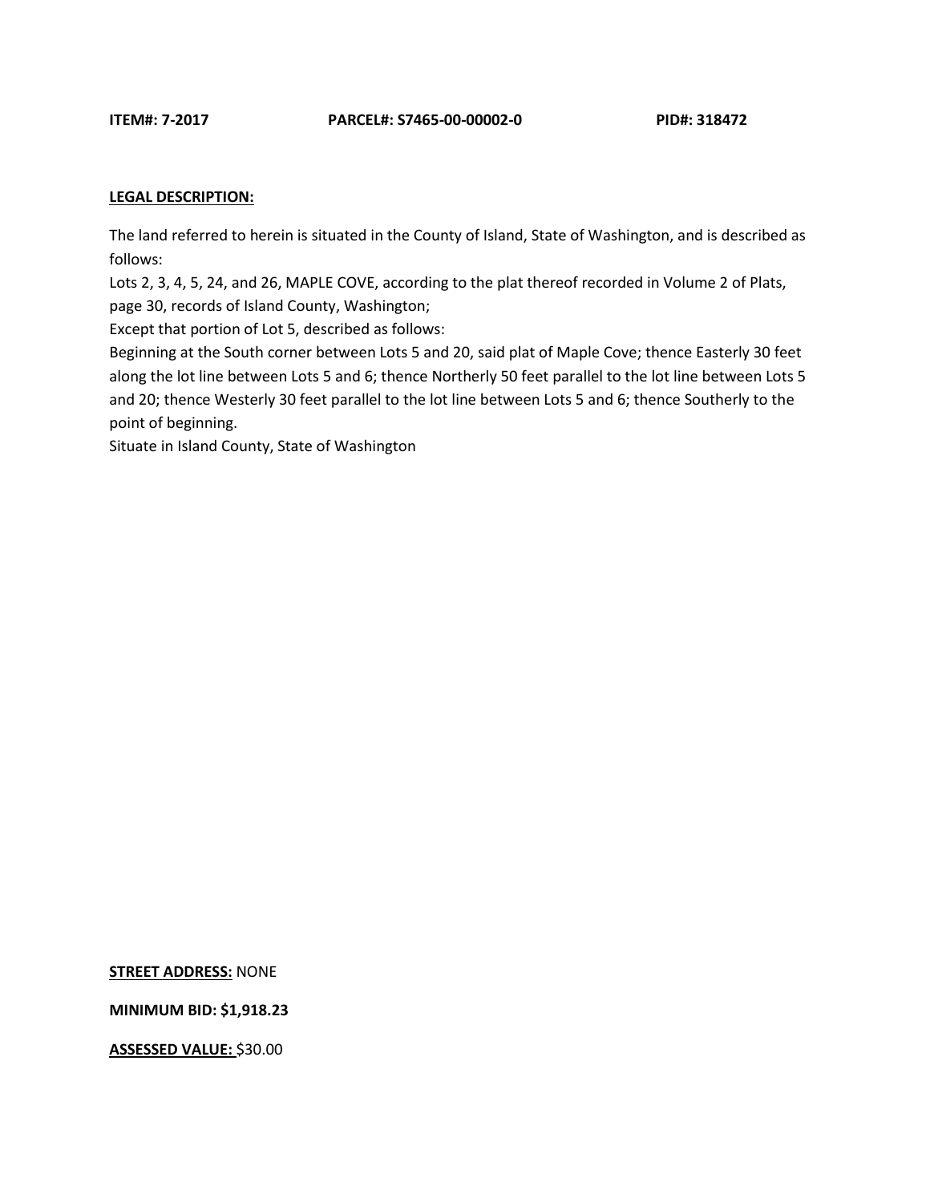**ITEM#: 7-2017** **PARCEL#: S7465-00-00002-0** **PID#: 318472**

**LEGAL DESCRIPTION:**

The land referred to herein is situated in the County of Island, State of Washington, and is described as follows:

Lots 2, 3, 4, 5, 24, and 26, MAPLE COVE, according to the plat thereof recorded in Volume 2 of Plats, page 30, records of Island County, Washington;

Except that portion of Lot 5, described as follows:

Beginning at the South corner between Lots 5 and 20, said plat of Maple Cove; thence Easterly 30 feet along the lot line between Lots 5 and 6; thence Northerly 50 feet parallel to the lot line between Lots 5 and 20; thence Westerly 30 feet parallel to the lot line between Lots 5 and 6; thence Southerly to the point of beginning.

Situate in Island County, State of Washington

**STREET ADDRESS:** NONE

**MINIMUM BID: $1,918.23**

**ASSESSED VALUE:** $30.00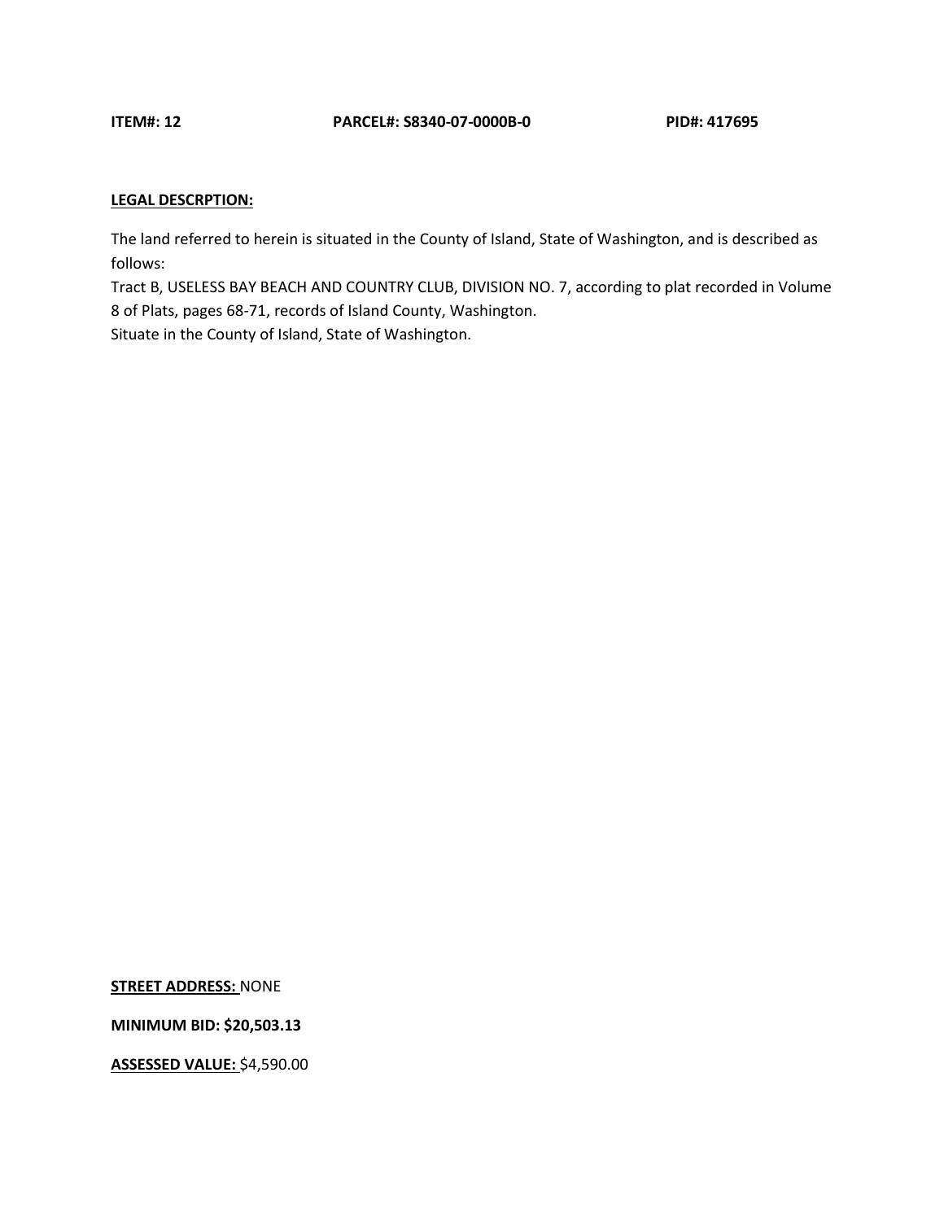**ITEM#: 12** **PARCEL#: S8340-07-0000B-0** **PID#: 417695**

**LEGAL DESCRPTION:**

The land referred to herein is situated in the County of Island, State of Washington, and is described as follows:
Tract B, USELESS BAY BEACH AND COUNTRY CLUB, DIVISION NO. 7, according to plat recorded in Volume 8 of Plats, pages 68-71, records of Island County, Washington.
Situate in the County of Island, State of Washington.

**STREET ADDRESS:** NONE

**MINIMUM BID: $20,503.13**

**ASSESSED VALUE:** $4,590.00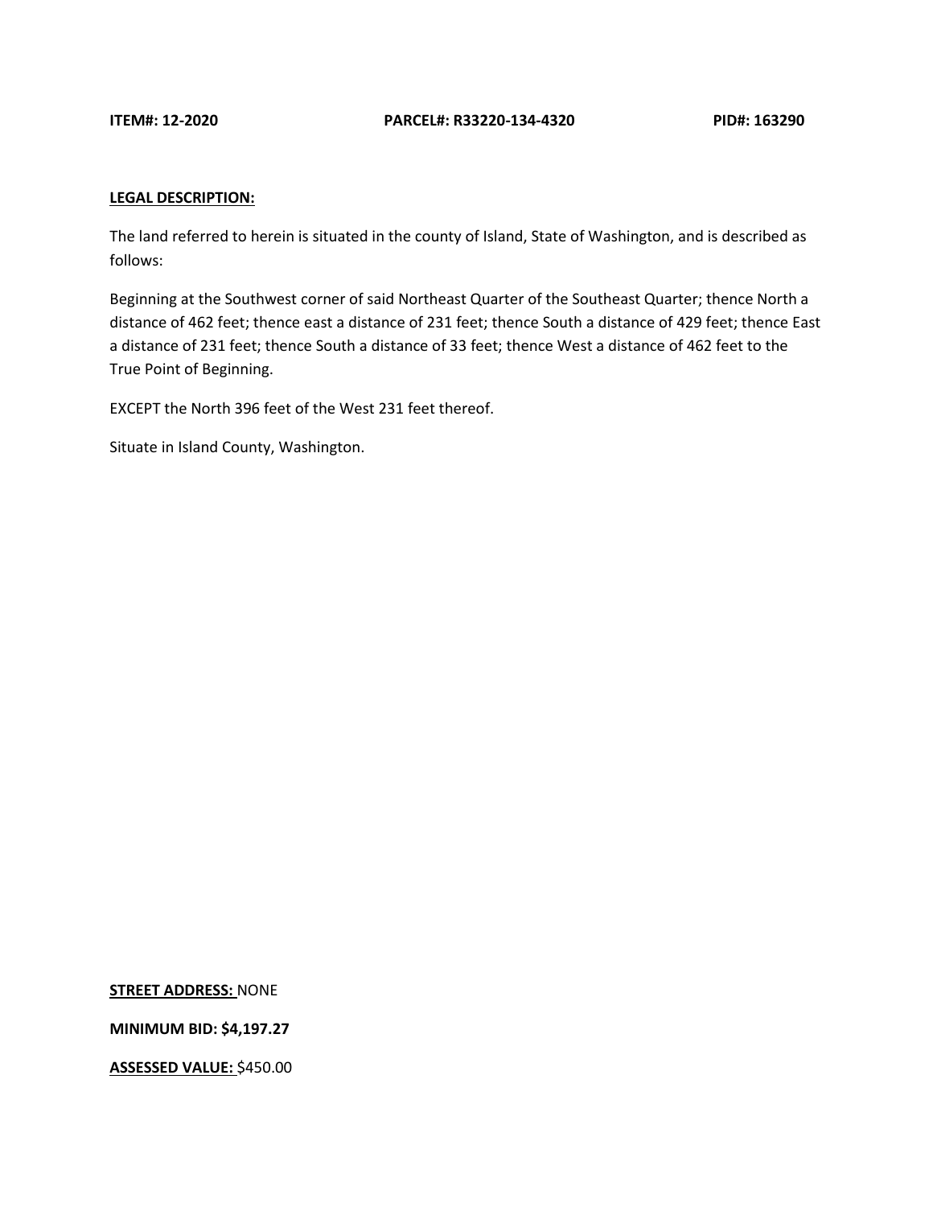**ITEM#: 12-2020** **PARCEL#: R33220-134-4320** **PID#: 163290**

**LEGAL DESCRIPTION:**

The land referred to herein is situated in the county of Island, State of Washington, and is described as follows:

Beginning at the Southwest corner of said Northeast Quarter of the Southeast Quarter; thence North a distance of 462 feet; thence east a distance of 231 feet; thence South a distance of 429 feet; thence East a distance of 231 feet; thence South a distance of 33 feet; thence West a distance of 462 feet to the True Point of Beginning.

EXCEPT the North 396 feet of the West 231 feet thereof.

Situate in Island County, Washington.

**STREET ADDRESS:** NONE

**MINIMUM BID: $4,197.27**

**ASSESSED VALUE:** $450.00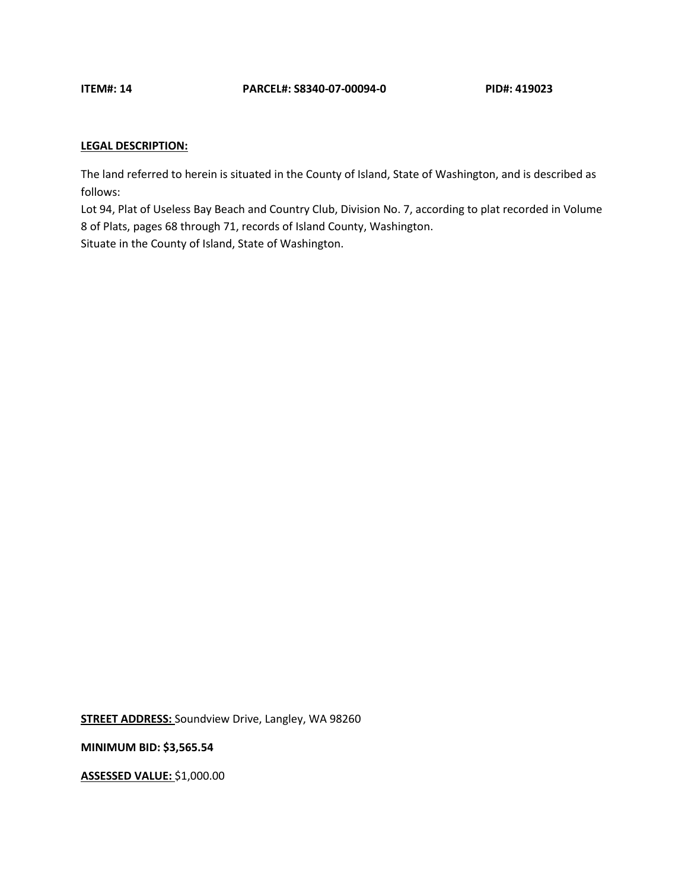**ITEM#: 14** **PARCEL#: S8340-07-00094-0** **PID#: 419023**

**LEGAL DESCRIPTION:**

The land referred to herein is situated in the County of Island, State of Washington, and is described as follows:
Lot 94, Plat of Useless Bay Beach and Country Club, Division No. 7, according to plat recorded in Volume 8 of Plats, pages 68 through 71, records of Island County, Washington.
Situate in the County of Island, State of Washington.

**STREET ADDRESS:** Soundview Drive, Langley, WA 98260

**MINIMUM BID: $3,565.54**

**ASSESSED VALUE:** $1,000.00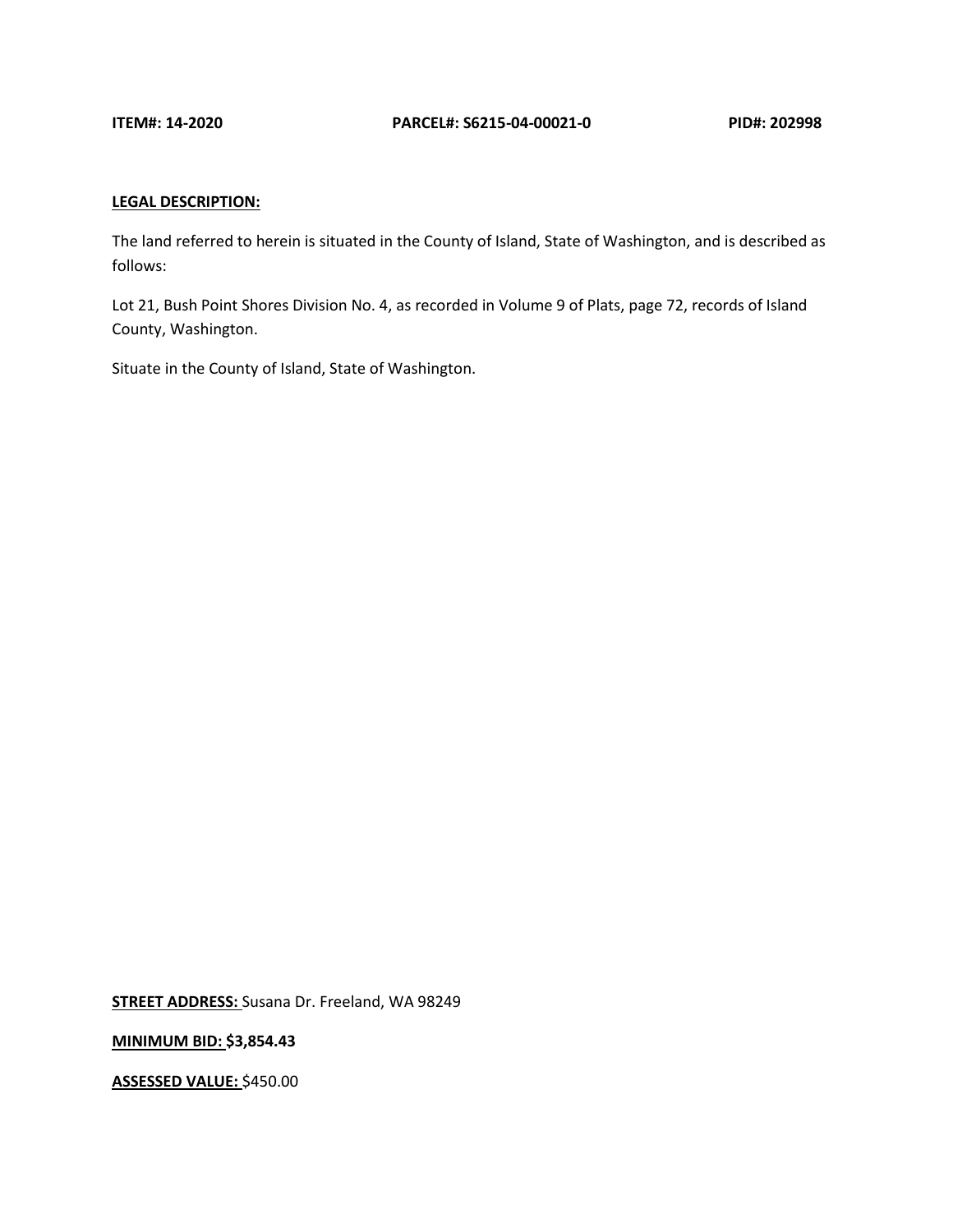**ITEM#: 14-2020** **PARCEL#: S6215-04-00021-0** **PID#: 202998**

**LEGAL DESCRIPTION:**

The land referred to herein is situated in the County of Island, State of Washington, and is described as follows:

Lot 21, Bush Point Shores Division No. 4, as recorded in Volume 9 of Plats, page 72, records of Island County, Washington.

Situate in the County of Island, State of Washington.

**STREET ADDRESS:** Susana Dr. Freeland, WA 98249

**MINIMUM BID: $3,854.43**

**ASSESSED VALUE:** $450.00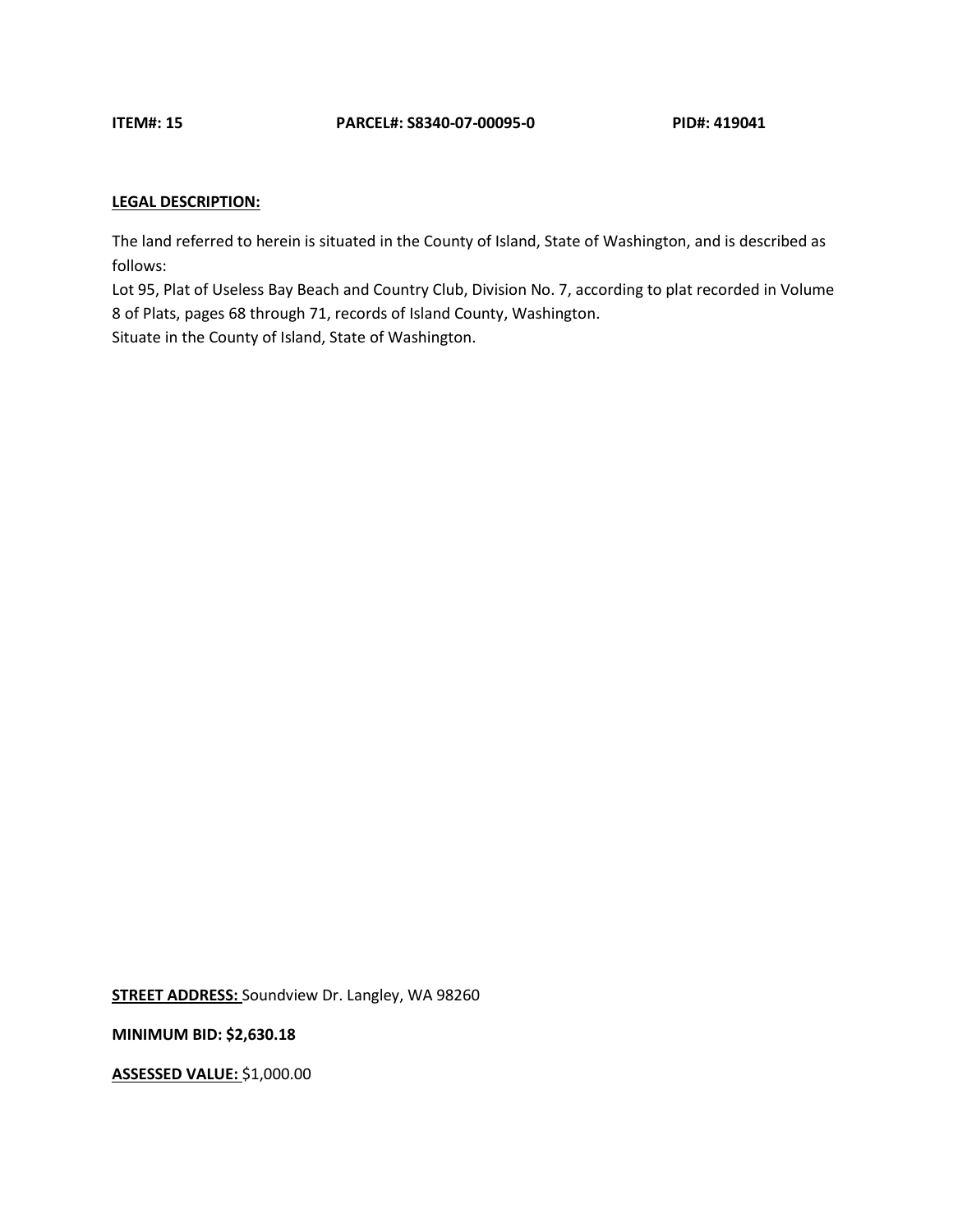**ITEM#: 15** **PARCEL#: S8340-07-00095-0** **PID#: 419041**

**LEGAL DESCRIPTION:**

The land referred to herein is situated in the County of Island, State of Washington, and is described as follows:
Lot 95, Plat of Useless Bay Beach and Country Club, Division No. 7, according to plat recorded in Volume 8 of Plats, pages 68 through 71, records of Island County, Washington.
Situate in the County of Island, State of Washington.

**STREET ADDRESS:** Soundview Dr. Langley, WA 98260

**MINIMUM BID: $2,630.18**

**ASSESSED VALUE:** $1,000.00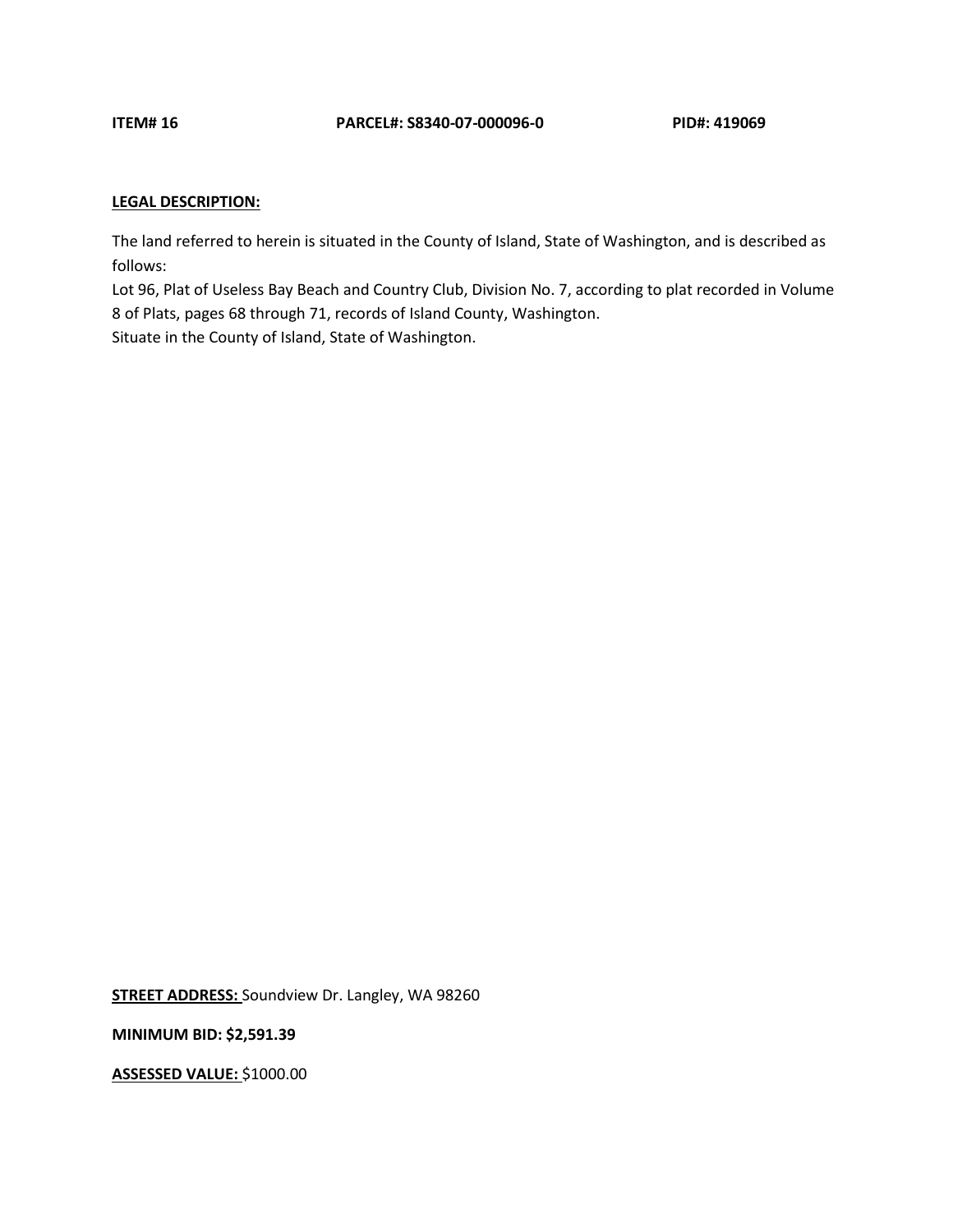**ITEM# 16** **PARCEL#: S8340-07-000096-0** **PID#: 419069**

**LEGAL DESCRIPTION:**

The land referred to herein is situated in the County of Island, State of Washington, and is described as follows:
Lot 96, Plat of Useless Bay Beach and Country Club, Division No. 7, according to plat recorded in Volume 8 of Plats, pages 68 through 71, records of Island County, Washington.
Situate in the County of Island, State of Washington.

**STREET ADDRESS:** Soundview Dr. Langley, WA 98260

**MINIMUM BID: $2,591.39**

**ASSESSED VALUE:** $1000.00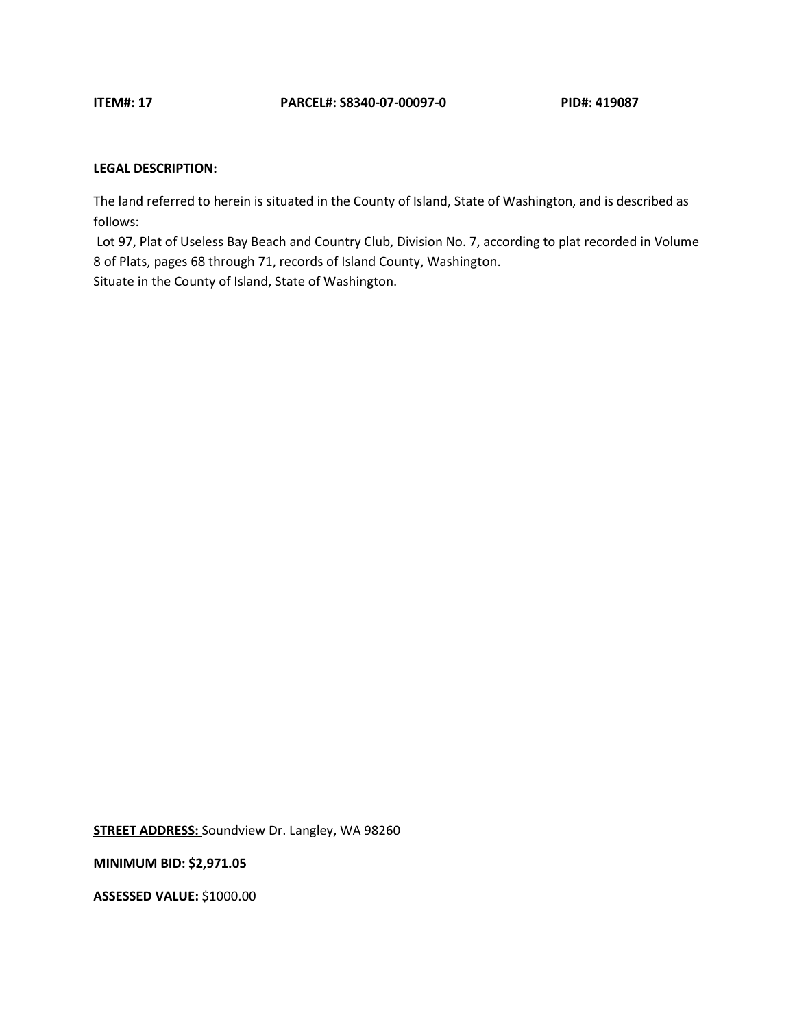**ITEM#: 17** **PARCEL#: S8340-07-00097-0** **PID#: 419087**

**LEGAL DESCRIPTION:**

The land referred to herein is situated in the County of Island, State of Washington, and is described as follows:

Lot 97, Plat of Useless Bay Beach and Country Club, Division No. 7, according to plat recorded in Volume 8 of Plats, pages 68 through 71, records of Island County, Washington.
Situate in the County of Island, State of Washington.

**STREET ADDRESS:** Soundview Dr. Langley, WA 98260

**MINIMUM BID: $2,971.05**

**ASSESSED VALUE:** $1000.00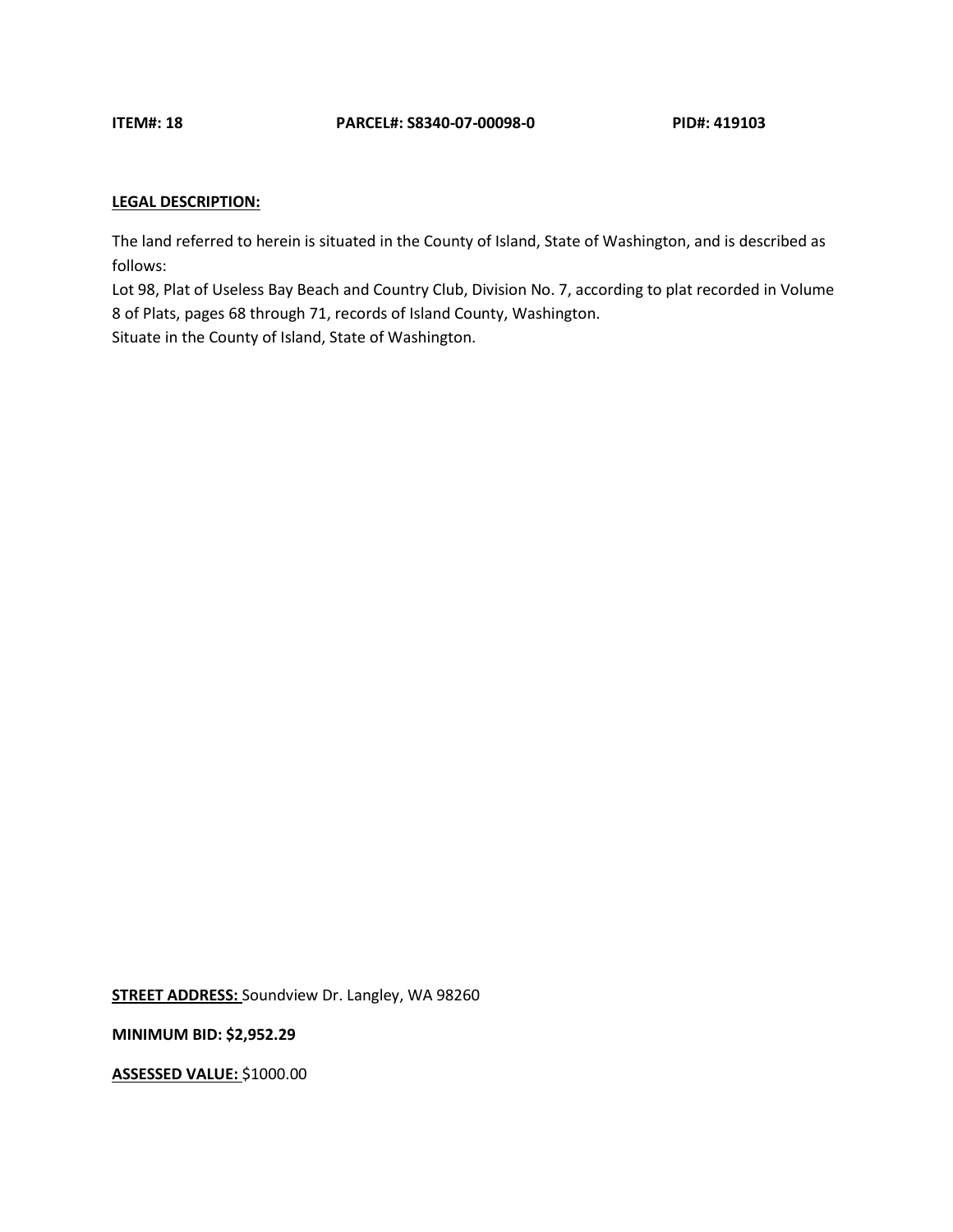**ITEM#: 18** **PARCEL#: S8340-07-00098-0** **PID#: 419103**

**LEGAL DESCRIPTION:**

The land referred to herein is situated in the County of Island, State of Washington, and is described as follows:
Lot 98, Plat of Useless Bay Beach and Country Club, Division No. 7, according to plat recorded in Volume 8 of Plats, pages 68 through 71, records of Island County, Washington.
Situate in the County of Island, State of Washington.

**STREET ADDRESS:** Soundview Dr. Langley, WA 98260

**MINIMUM BID: $2,952.29**

**ASSESSED VALUE:** $1000.00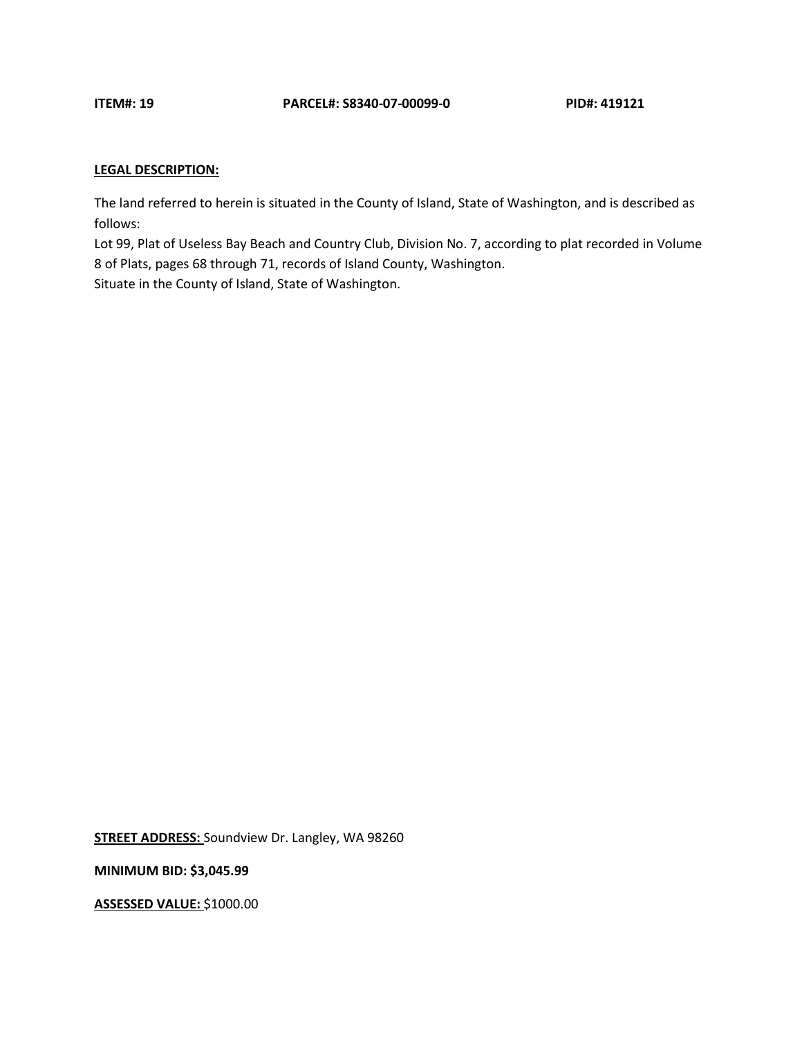**ITEM#: 19** **PARCEL#: S8340-07-00099-0** **PID#: 419121**

**LEGAL DESCRIPTION:**

The land referred to herein is situated in the County of Island, State of Washington, and is described as follows:
Lot 99, Plat of Useless Bay Beach and Country Club, Division No. 7, according to plat recorded in Volume 8 of Plats, pages 68 through 71, records of Island County, Washington.
Situate in the County of Island, State of Washington.

**STREET ADDRESS:** Soundview Dr. Langley, WA 98260

**MINIMUM BID: $3,045.99**

**ASSESSED VALUE:** $1000.00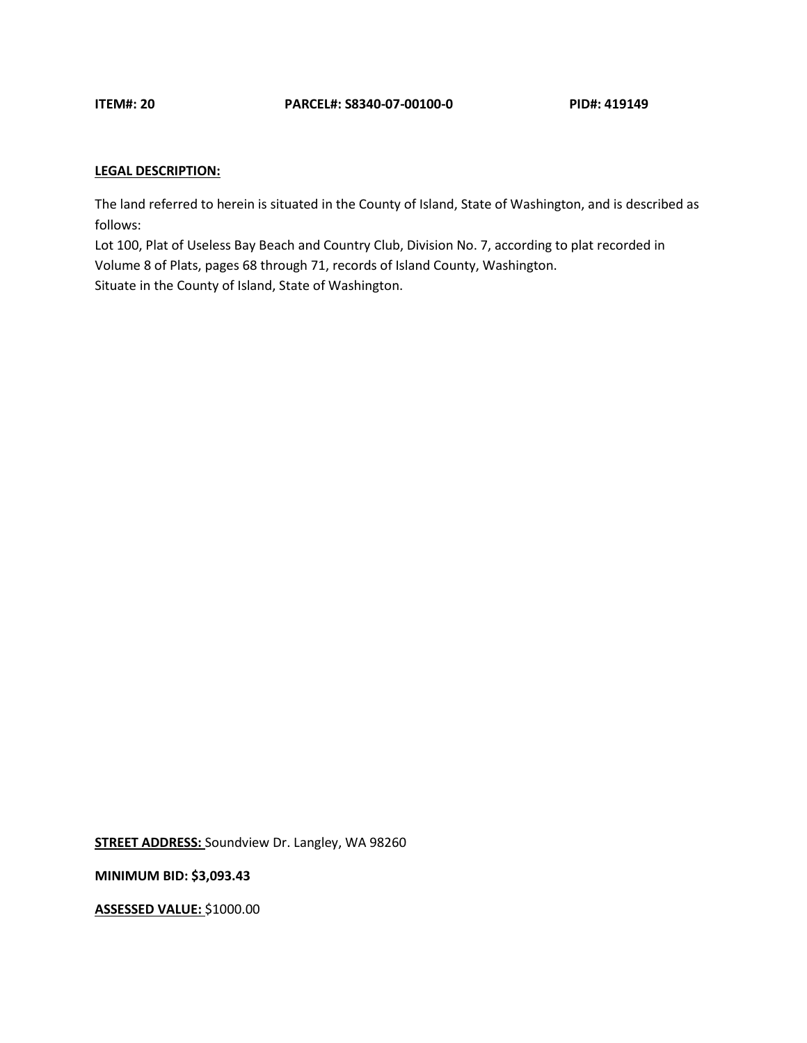**ITEM#: 20** **PARCEL#: S8340-07-00100-0** **PID#: 419149**

**LEGAL DESCRIPTION:**

The land referred to herein is situated in the County of Island, State of Washington, and is described as follows:
Lot 100, Plat of Useless Bay Beach and Country Club, Division No. 7, according to plat recorded in Volume 8 of Plats, pages 68 through 71, records of Island County, Washington.
Situate in the County of Island, State of Washington.

**STREET ADDRESS:** Soundview Dr. Langley, WA 98260

**MINIMUM BID: $3,093.43**

**ASSESSED VALUE:** $1000.00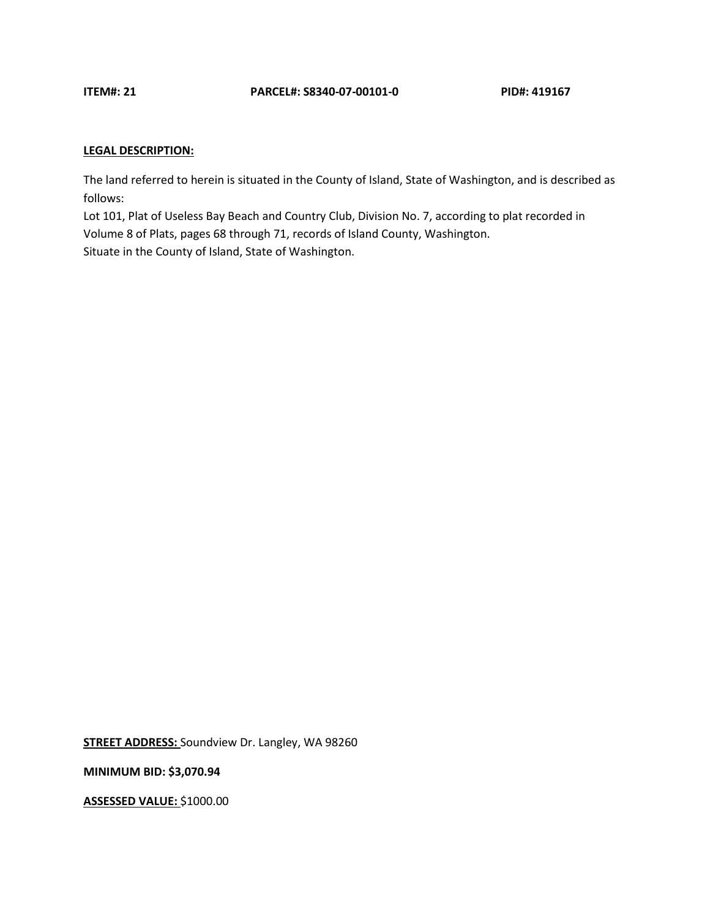**ITEM#: 21** **PARCEL#: S8340-07-00101-0** **PID#: 419167**

**LEGAL DESCRIPTION:**

The land referred to herein is situated in the County of Island, State of Washington, and is described as follows:
Lot 101, Plat of Useless Bay Beach and Country Club, Division No. 7, according to plat recorded in Volume 8 of Plats, pages 68 through 71, records of Island County, Washington.
Situate in the County of Island, State of Washington.

**STREET ADDRESS:** Soundview Dr. Langley, WA 98260

**MINIMUM BID: $3,070.94**

**ASSESSED VALUE:** $1000.00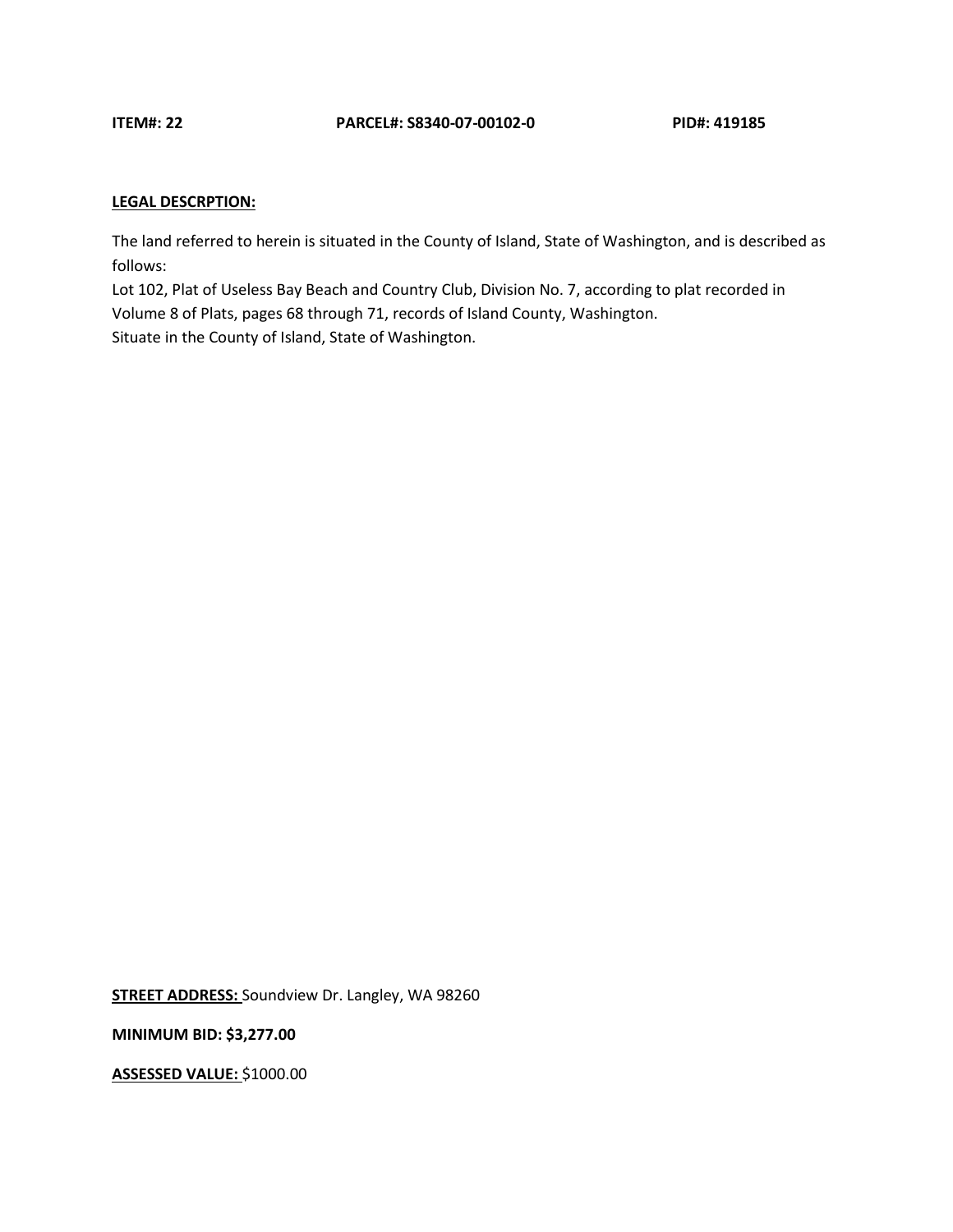**ITEM#: 22** **PARCEL#: S8340-07-00102-0** **PID#: 419185**

**LEGAL DESCRPTION:**

The land referred to herein is situated in the County of Island, State of Washington, and is described as follows:
Lot 102, Plat of Useless Bay Beach and Country Club, Division No. 7, according to plat recorded in Volume 8 of Plats, pages 68 through 71, records of Island County, Washington.
Situate in the County of Island, State of Washington.

**STREET ADDRESS:** Soundview Dr. Langley, WA 98260

**MINIMUM BID: $3,277.00**

**ASSESSED VALUE:** $1000.00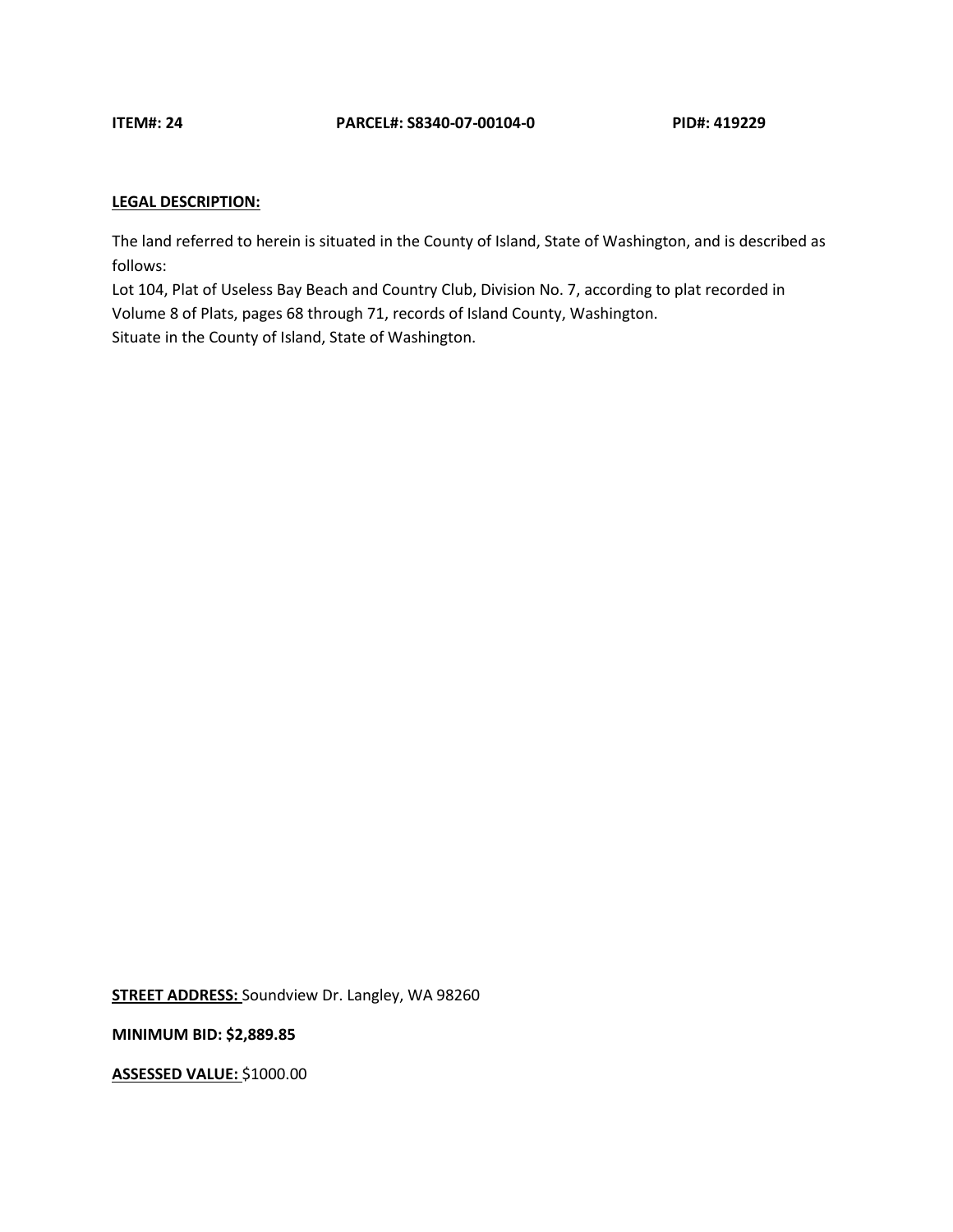**ITEM#: 24** **PARCEL#: S8340-07-00104-0** **PID#: 419229**

**LEGAL DESCRIPTION:**

The land referred to herein is situated in the County of Island, State of Washington, and is described as follows:
Lot 104, Plat of Useless Bay Beach and Country Club, Division No. 7, according to plat recorded in Volume 8 of Plats, pages 68 through 71, records of Island County, Washington.
Situate in the County of Island, State of Washington.

**STREET ADDRESS:** Soundview Dr. Langley, WA 98260

**MINIMUM BID: $2,889.85**

**ASSESSED VALUE:** $1000.00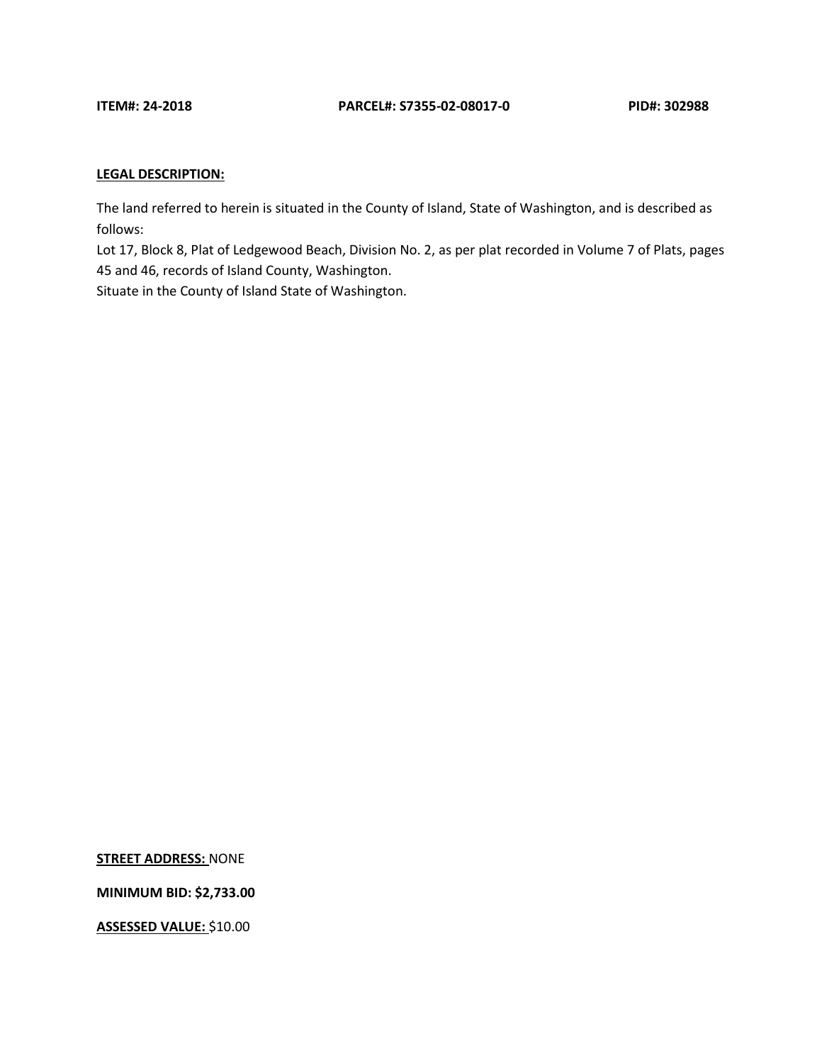**ITEM#: 24-2018** **PARCEL#: S7355-02-08017-0** **PID#: 302988**

**LEGAL DESCRIPTION:**

The land referred to herein is situated in the County of Island, State of Washington, and is described as follows:
Lot 17, Block 8, Plat of Ledgewood Beach, Division No. 2, as per plat recorded in Volume 7 of Plats, pages 45 and 46, records of Island County, Washington.
Situate in the County of Island State of Washington.

**STREET ADDRESS:** NONE

**MINIMUM BID: $2,733.00**

**ASSESSED VALUE:** $10.00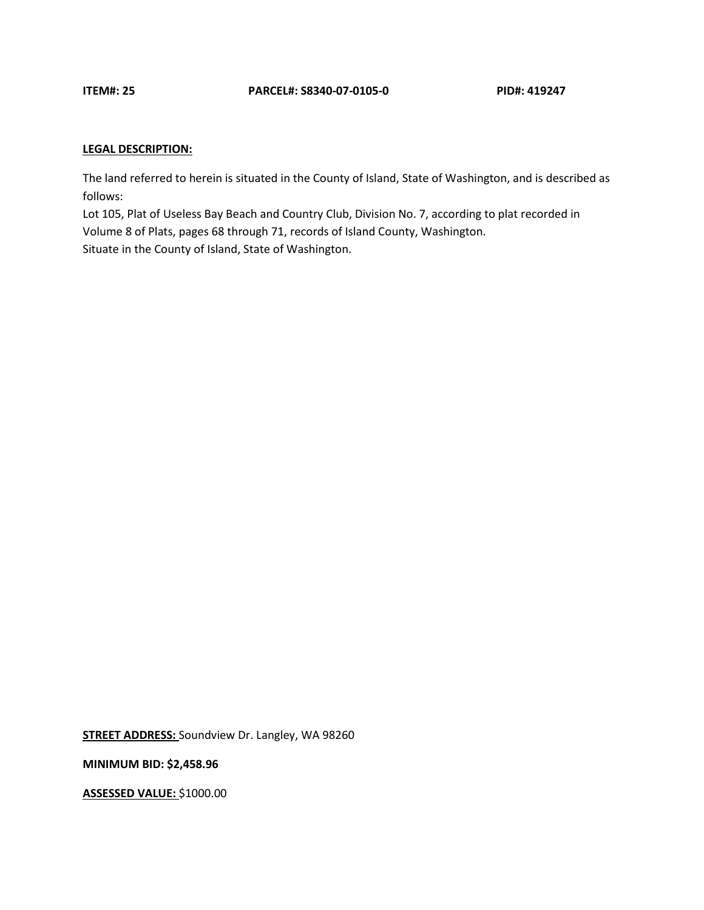**ITEM#: 25** **PARCEL#: S8340-07-0105-0** **PID#: 419247**

**LEGAL DESCRIPTION:**

The land referred to herein is situated in the County of Island, State of Washington, and is described as follows:
Lot 105, Plat of Useless Bay Beach and Country Club, Division No. 7, according to plat recorded in Volume 8 of Plats, pages 68 through 71, records of Island County, Washington.
Situate in the County of Island, State of Washington.

**STREET ADDRESS:** Soundview Dr. Langley, WA 98260

**MINIMUM BID: $2,458.96**

**ASSESSED VALUE:** $1000.00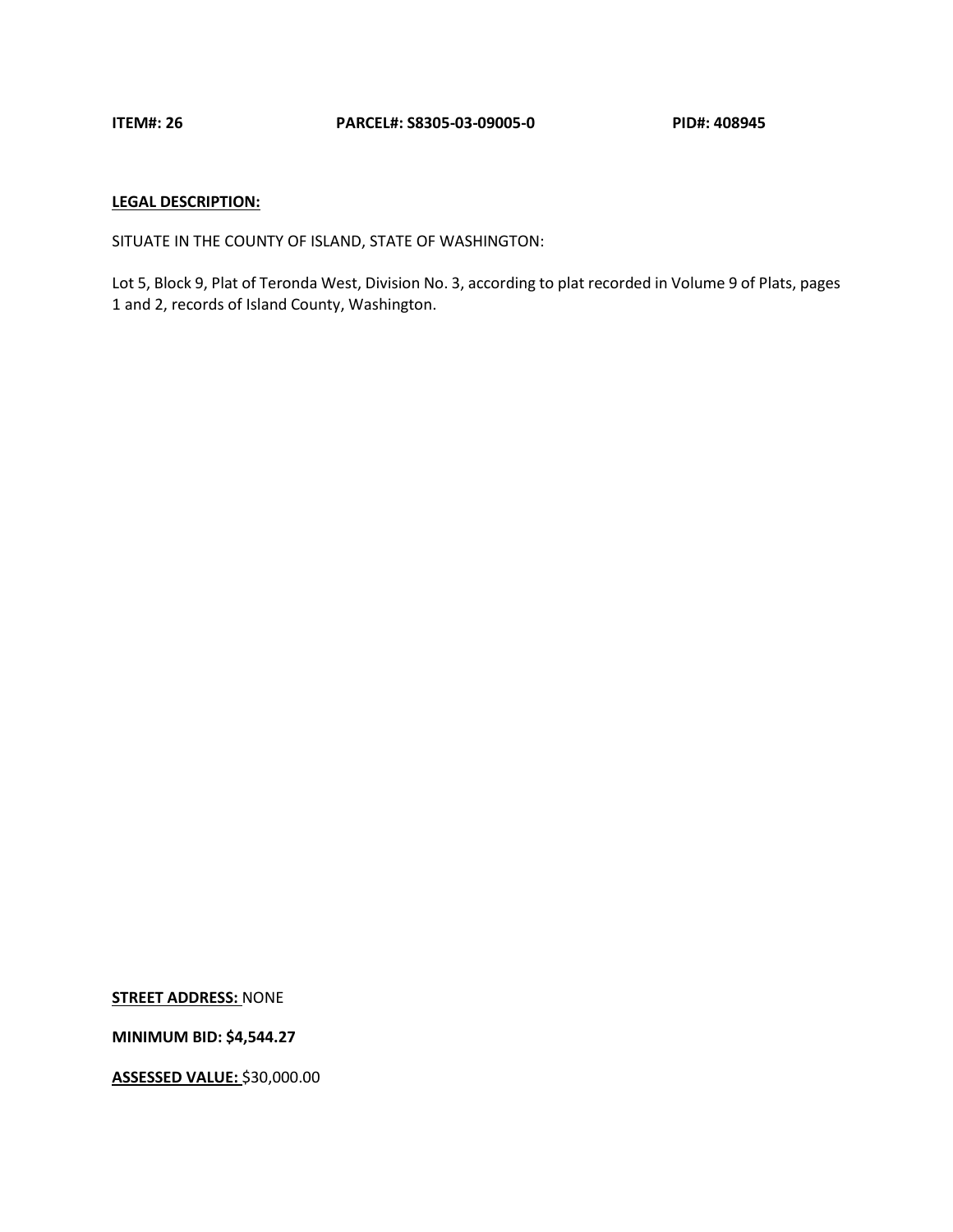**ITEM#: 26** **PARCEL#: S8305-03-09005-0** **PID#: 408945**

**LEGAL DESCRIPTION:**

SITUATE IN THE COUNTY OF ISLAND, STATE OF WASHINGTON:

Lot 5, Block 9, Plat of Teronda West, Division No. 3, according to plat recorded in Volume 9 of Plats, pages 1 and 2, records of Island County, Washington.

**STREET ADDRESS:** NONE

**MINIMUM BID: $4,544.27**

**ASSESSED VALUE:** $30,000.00